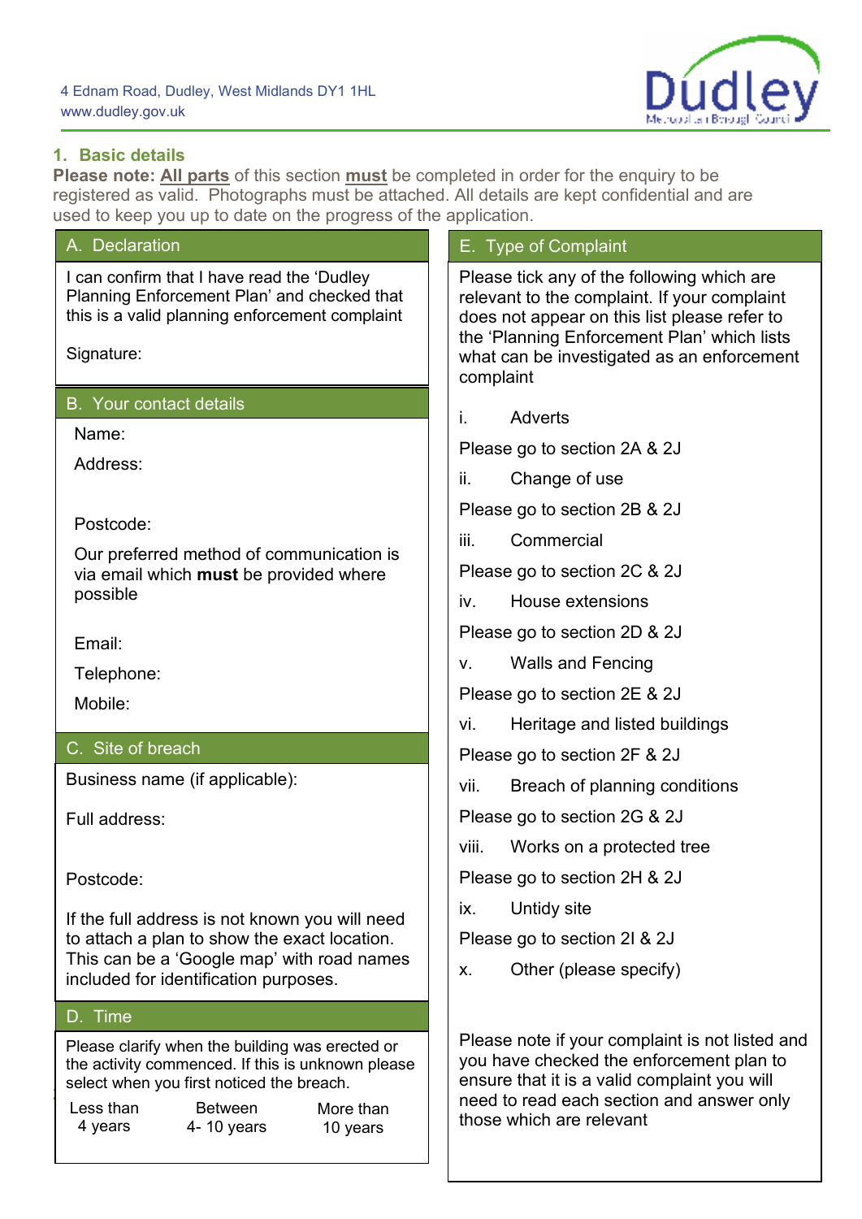4 Ednam Road, Dudley, West Midlands DY1 1HL
www.dudley.gov.uk

## 1. Basic details

**Please note: All parts** of this section **must** be completed in order for the enquiry to be registered as valid. Photographs must be attached. All details are kept confidential and are used to keep you up to date on the progress of the application.

### A. Declaration

I can confirm that I have read the 'Dudley Planning Enforcement Plan' and checked that this is a valid planning enforcement complaint

Signature:

### B. Your contact details

Name:

Address:

Postcode:

Our preferred method of communication is via email which **must** be provided where possible

Email:

Telephone:

Mobile:

### C. Site of breach

Business name (if applicable):

Full address:

Postcode:

If the full address is not known you will need to attach a plan to show the exact location. This can be a 'Google map' with road names included for identification purposes.

### D. Time

Please clarify when the building was erected or the activity commenced. If this is unknown please select when you first noticed the breach.

| Less than 4 years | Between 4- 10 years | More than 10 years |
|---|---|---|

### E. Type of Complaint

Please tick any of the following which are relevant to the complaint. If your complaint does not appear on this list please refer to the 'Planning Enforcement Plan' which lists what can be investigated as an enforcement complaint

i. Adverts

Please go to section 2A & 2J

ii. Change of use

Please go to section 2B & 2J

iii. Commercial

Please go to section 2C & 2J

iv. House extensions

Please go to section 2D & 2J

v. Walls and Fencing

Please go to section 2E & 2J

vi. Heritage and listed buildings

Please go to section 2F & 2J

vii. Breach of planning conditions

Please go to section 2G & 2J

viii. Works on a protected tree

Please go to section 2H & 2J

ix. Untidy site

Please go to section 2I & 2J

x. Other (please specify)

Please note if your complaint is not listed and you have checked the enforcement plan to ensure that it is a valid complaint you will need to read each section and answer only those which are relevant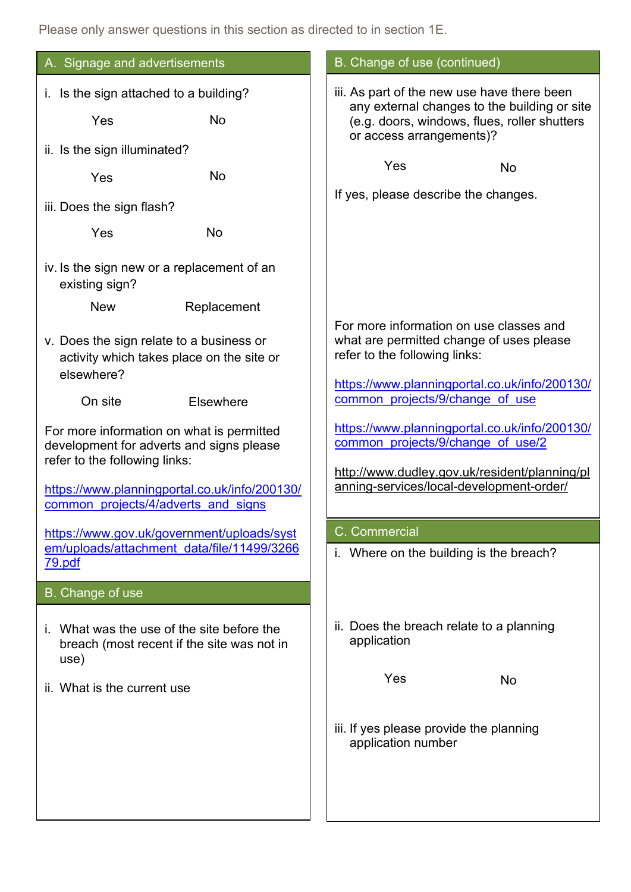Please only answer questions in this section as directed to in section 1E.

## A. Signage and advertisements

i. Is the sign attached to a building?

Yes No

ii. Is the sign illuminated?

Yes No

iii. Does the sign flash?

Yes No

iv. Is the sign new or a replacement of an existing sign?

New Replacement

v. Does the sign relate to a business or activity which takes place on the site or elsewhere?

On site Elsewhere

For more information on what is permitted development for adverts and signs please refer to the following links:

https://www.planningportal.co.uk/info/200130/common_projects/4/adverts_and_signs

https://www.gov.uk/government/uploads/system/uploads/attachment_data/file/11499/326679.pdf

## B. Change of use

i. What was the use of the site before the breach (most recent if the site was not in use)

ii. What is the current use

## B. Change of use (continued)

iii. As part of the new use have there been any external changes to the building or site (e.g. doors, windows, flues, roller shutters or access arrangements)?

Yes No

If yes, please describe the changes.

For more information on use classes and what are permitted change of uses please refer to the following links:

https://www.planningportal.co.uk/info/200130/common_projects/9/change_of_use

https://www.planningportal.co.uk/info/200130/common_projects/9/change_of_use/2

http://www.dudley.gov.uk/resident/planning/planning-services/local-development-order/

## C. Commercial

i. Where on the building is the breach?

ii. Does the breach relate to a planning application

Yes No

iii. If yes please provide the planning application number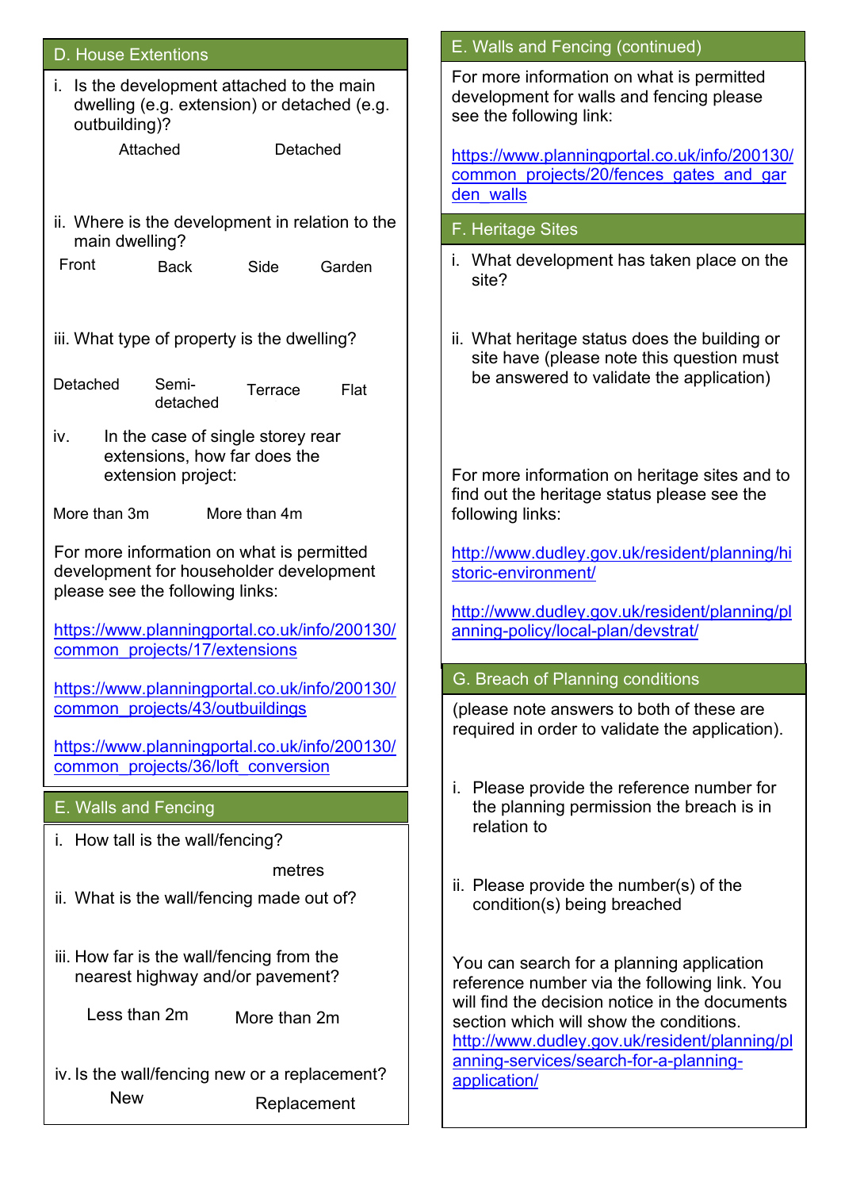## D. House Extentions

i. Is the development attached to the main dwelling (e.g. extension) or detached (e.g. outbuilding)?

Attached     Detached

ii. Where is the development in relation to the main dwelling?

Front     Back     Side     Garden

iii. What type of property is the dwelling?

Detached     Semi-detached     Terrace     Flat

iv. In the case of single storey rear extensions, how far does the extension project:

More than 3m     More than 4m

For more information on what is permitted development for householder development please see the following links:

https://www.planningportal.co.uk/info/200130/common_projects/17/extensions

https://www.planningportal.co.uk/info/200130/common_projects/43/outbuildings

https://www.planningportal.co.uk/info/200130/common_projects/36/loft_conversion

## E. Walls and Fencing

i. How tall is the wall/fencing?

metres

ii. What is the wall/fencing made out of?

iii. How far is the wall/fencing from the nearest highway and/or pavement?

Less than 2m     More than 2m

iv. Is the wall/fencing new or a replacement?

New     Replacement

## E. Walls and Fencing (continued)

For more information on what is permitted development for walls and fencing please see the following link:

https://www.planningportal.co.uk/info/200130/common_projects/20/fences_gates_and_garden_walls

## F. Heritage Sites

i. What development has taken place on the site?

ii. What heritage status does the building or site have (please note this question must be answered to validate the application)

For more information on heritage sites and to find out the heritage status please see the following links:

http://www.dudley.gov.uk/resident/planning/historic-environment/

http://www.dudley.gov.uk/resident/planning/planning-policy/local-plan/devstrat/

## G. Breach of Planning conditions

(please note answers to both of these are required in order to validate the application).

i. Please provide the reference number for the planning permission the breach is in relation to

ii. Please provide the number(s) of the condition(s) being breached

You can search for a planning application reference number via the following link. You will find the decision notice in the documents section which will show the conditions. http://www.dudley.gov.uk/resident/planning/planning-services/search-for-a-planning-application/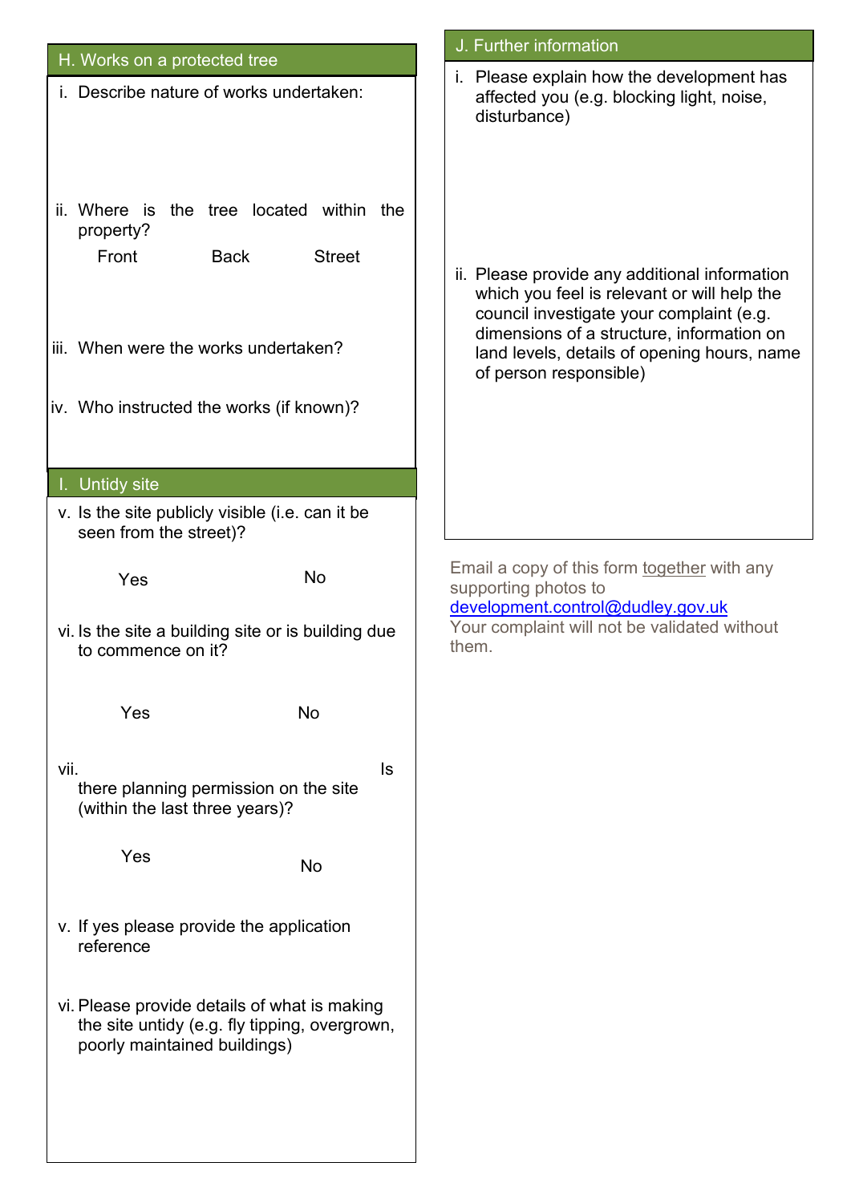## H. Works on a protected tree

i. Describe nature of works undertaken:

ii. Where is the tree located within the property?

Front Back Street

iii. When were the works undertaken?

iv. Who instructed the works (if known)?

## I. Untidy site

v. Is the site publicly visible (i.e. can it be seen from the street)?

Yes No

vi. Is the site a building site or is building due to commence on it?

Yes No

vii. Is there planning permission on the site (within the last three years)?

Yes No

v. If yes please provide the application reference

vi. Please provide details of what is making the site untidy (e.g. fly tipping, overgrown, poorly maintained buildings)

## J. Further information

i. Please explain how the development has affected you (e.g. blocking light, noise, disturbance)

ii. Please provide any additional information which you feel is relevant or will help the council investigate your complaint (e.g. dimensions of a structure, information on land levels, details of opening hours, name of person responsible)

Email a copy of this form together with any supporting photos to development.control@dudley.gov.uk Your complaint will not be validated without them.